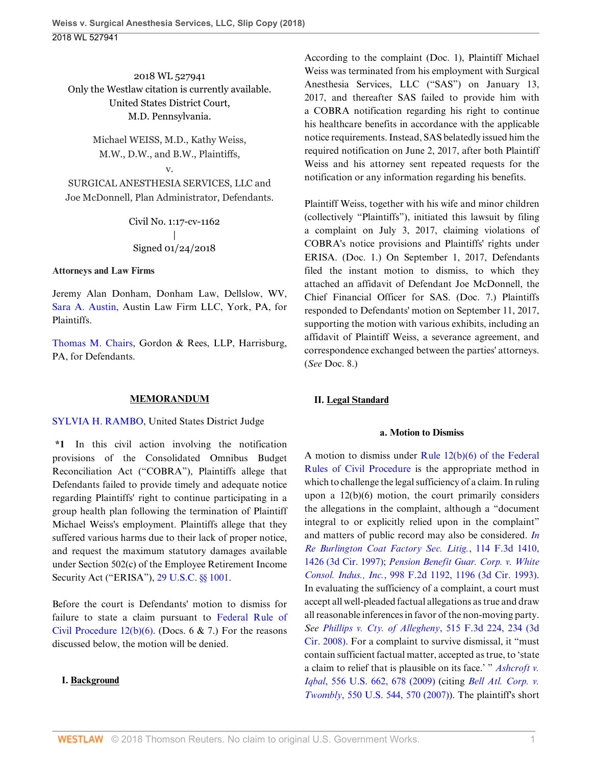2018 WL 527941
Only the Westlaw citation is currently available.
United States District Court,
M.D. Pennsylvania.

Michael WEISS, M.D., Kathy Weiss,
M.W., D.W., and B.W., Plaintiffs,
v.
SURGICAL ANESTHESIA SERVICES, LLC and
Joe McDonnell, Plan Administrator, Defendants.

Civil No. 1:17-cv-1162
|
Signed 01/24/2018

**Attorneys and Law Firms**

Jeremy Alan Donham, Donham Law, Dellslow, WV, Sara A. Austin, Austin Law Firm LLC, York, PA, for Plaintiffs.

Thomas M. Chairs, Gordon & Rees, LLP, Harrisburg, PA, for Defendants.

**MEMORANDUM**

SYLVIA H. RAMBO, United States District Judge

**\*1** In this civil action involving the notification provisions of the Consolidated Omnibus Budget Reconciliation Act ("COBRA"), Plaintiffs allege that Defendants failed to provide timely and adequate notice regarding Plaintiffs' right to continue participating in a group health plan following the termination of Plaintiff Michael Weiss's employment. Plaintiffs allege that they suffered various harms due to their lack of proper notice, and request the maximum statutory damages available under Section 502(c) of the Employee Retirement Income Security Act ("ERISA"), 29 U.S.C. §§ 1001.

Before the court is Defendants' motion to dismiss for failure to state a claim pursuant to Federal Rule of Civil Procedure 12(b)(6). (Docs. 6 & 7.) For the reasons discussed below, the motion will be denied.

## I. Background

According to the complaint (Doc. 1), Plaintiff Michael Weiss was terminated from his employment with Surgical Anesthesia Services, LLC ("SAS") on January 13, 2017, and thereafter SAS failed to provide him with a COBRA notification regarding his right to continue his healthcare benefits in accordance with the applicable notice requirements. Instead, SAS belatedly issued him the required notification on June 2, 2017, after both Plaintiff Weiss and his attorney sent repeated requests for the notification or any information regarding his benefits.

Plaintiff Weiss, together with his wife and minor children (collectively "Plaintiffs"), initiated this lawsuit by filing a complaint on July 3, 2017, claiming violations of COBRA's notice provisions and Plaintiffs' rights under ERISA. (Doc. 1.) On September 1, 2017, Defendants filed the instant motion to dismiss, to which they attached an affidavit of Defendant Joe McDonnell, the Chief Financial Officer for SAS. (Doc. 7.) Plaintiffs responded to Defendants' motion on September 11, 2017, supporting the motion with various exhibits, including an affidavit of Plaintiff Weiss, a severance agreement, and correspondence exchanged between the parties' attorneys. (*See* Doc. 8.)

## II. Legal Standard

### a. Motion to Dismiss

A motion to dismiss under Rule 12(b)(6) of the Federal Rules of Civil Procedure is the appropriate method in which to challenge the legal sufficiency of a claim. In ruling upon a 12(b)(6) motion, the court primarily considers the allegations in the complaint, although a "document integral to or explicitly relied upon in the complaint" and matters of public record may also be considered. *In Re Burlington Coat Factory Sec. Litig.*, 114 F.3d 1410, 1426 (3d Cir. 1997); *Pension Benefit Guar. Corp. v. White Consol. Indus., Inc.*, 998 F.2d 1192, 1196 (3d Cir. 1993). In evaluating the sufficiency of a complaint, a court must accept all well-pleaded factual allegations as true and draw all reasonable inferences in favor of the non-moving party. *See Phillips v. Cty. of Allegheny*, 515 F.3d 224, 234 (3d Cir. 2008). For a complaint to survive dismissal, it "must contain sufficient factual matter, accepted as true, to 'state a claim to relief that is plausible on its face.' " *Ashcroft v. Iqbal*, 556 U.S. 662, 678 (2009) (citing *Bell Atl. Corp. v. Twombly*, 550 U.S. 544, 570 (2007)). The plaintiff's short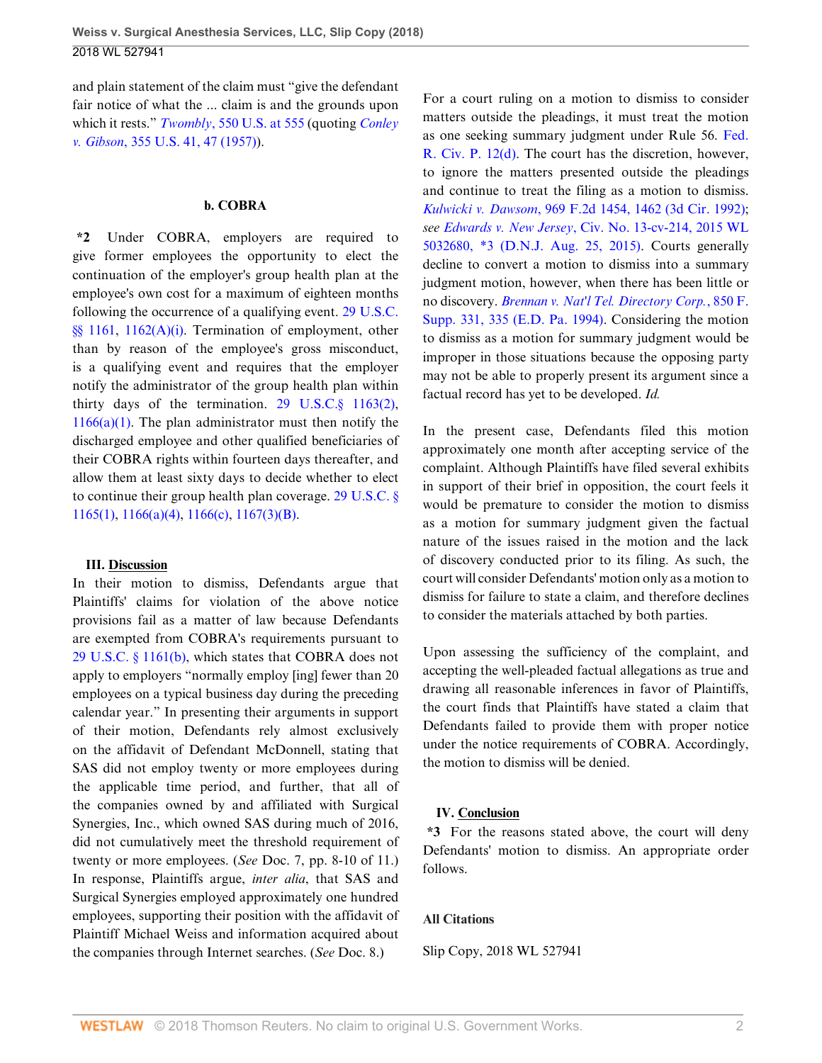and plain statement of the claim must "give the defendant fair notice of what the ... claim is and the grounds upon which it rests." *Twombly*, 550 U.S. at 555 (quoting *Conley v. Gibson*, 355 U.S. 41, 47 (1957)).

### b. COBRA

**\*2** Under COBRA, employers are required to give former employees the opportunity to elect the continuation of the employer's group health plan at the employee's own cost for a maximum of eighteen months following the occurrence of a qualifying event. 29 U.S.C. §§ 1161, 1162(A)(i). Termination of employment, other than by reason of the employee's gross misconduct, is a qualifying event and requires that the employer notify the administrator of the group health plan within thirty days of the termination. 29 U.S.C.§ 1163(2), 1166(a)(1). The plan administrator must then notify the discharged employee and other qualified beneficiaries of their COBRA rights within fourteen days thereafter, and allow them at least sixty days to decide whether to elect to continue their group health plan coverage. 29 U.S.C. § 1165(1), 1166(a)(4), 1166(c), 1167(3)(B).

## III. Discussion

In their motion to dismiss, Defendants argue that Plaintiffs' claims for violation of the above notice provisions fail as a matter of law because Defendants are exempted from COBRA's requirements pursuant to 29 U.S.C. § 1161(b), which states that COBRA does not apply to employers "normally employ [ing] fewer than 20 employees on a typical business day during the preceding calendar year." In presenting their arguments in support of their motion, Defendants rely almost exclusively on the affidavit of Defendant McDonnell, stating that SAS did not employ twenty or more employees during the applicable time period, and further, that all of the companies owned by and affiliated with Surgical Synergies, Inc., which owned SAS during much of 2016, did not cumulatively meet the threshold requirement of twenty or more employees. (*See* Doc. 7, pp. 8-10 of 11.) In response, Plaintiffs argue, *inter alia*, that SAS and Surgical Synergies employed approximately one hundred employees, supporting their position with the affidavit of Plaintiff Michael Weiss and information acquired about the companies through Internet searches. (*See* Doc. 8.)

For a court ruling on a motion to dismiss to consider matters outside the pleadings, it must treat the motion as one seeking summary judgment under Rule 56. Fed. R. Civ. P. 12(d). The court has the discretion, however, to ignore the matters presented outside the pleadings and continue to treat the filing as a motion to dismiss. *Kulwicki v. Dawson*, 969 F.2d 1454, 1462 (3d Cir. 1992); *see Edwards v. New Jersey*, Civ. No. 13-cv-214, 2015 WL 5032680, \*3 (D.N.J. Aug. 25, 2015). Courts generally decline to convert a motion to dismiss into a summary judgment motion, however, when there has been little or no discovery. *Brennan v. Nat'l Tel. Directory Corp.*, 850 F. Supp. 331, 335 (E.D. Pa. 1994). Considering the motion to dismiss as a motion for summary judgment would be improper in those situations because the opposing party may not be able to properly present its argument since a factual record has yet to be developed. *Id.*

In the present case, Defendants filed this motion approximately one month after accepting service of the complaint. Although Plaintiffs have filed several exhibits in support of their brief in opposition, the court feels it would be premature to consider the motion to dismiss as a motion for summary judgment given the factual nature of the issues raised in the motion and the lack of discovery conducted prior to its filing. As such, the court will consider Defendants' motion only as a motion to dismiss for failure to state a claim, and therefore declines to consider the materials attached by both parties.

Upon assessing the sufficiency of the complaint, and accepting the well-pleaded factual allegations as true and drawing all reasonable inferences in favor of Plaintiffs, the court finds that Plaintiffs have stated a claim that Defendants failed to provide them with proper notice under the notice requirements of COBRA. Accordingly, the motion to dismiss will be denied.

## IV. Conclusion

**\*3** For the reasons stated above, the court will deny Defendants' motion to dismiss. An appropriate order follows.

### All Citations

Slip Copy, 2018 WL 527941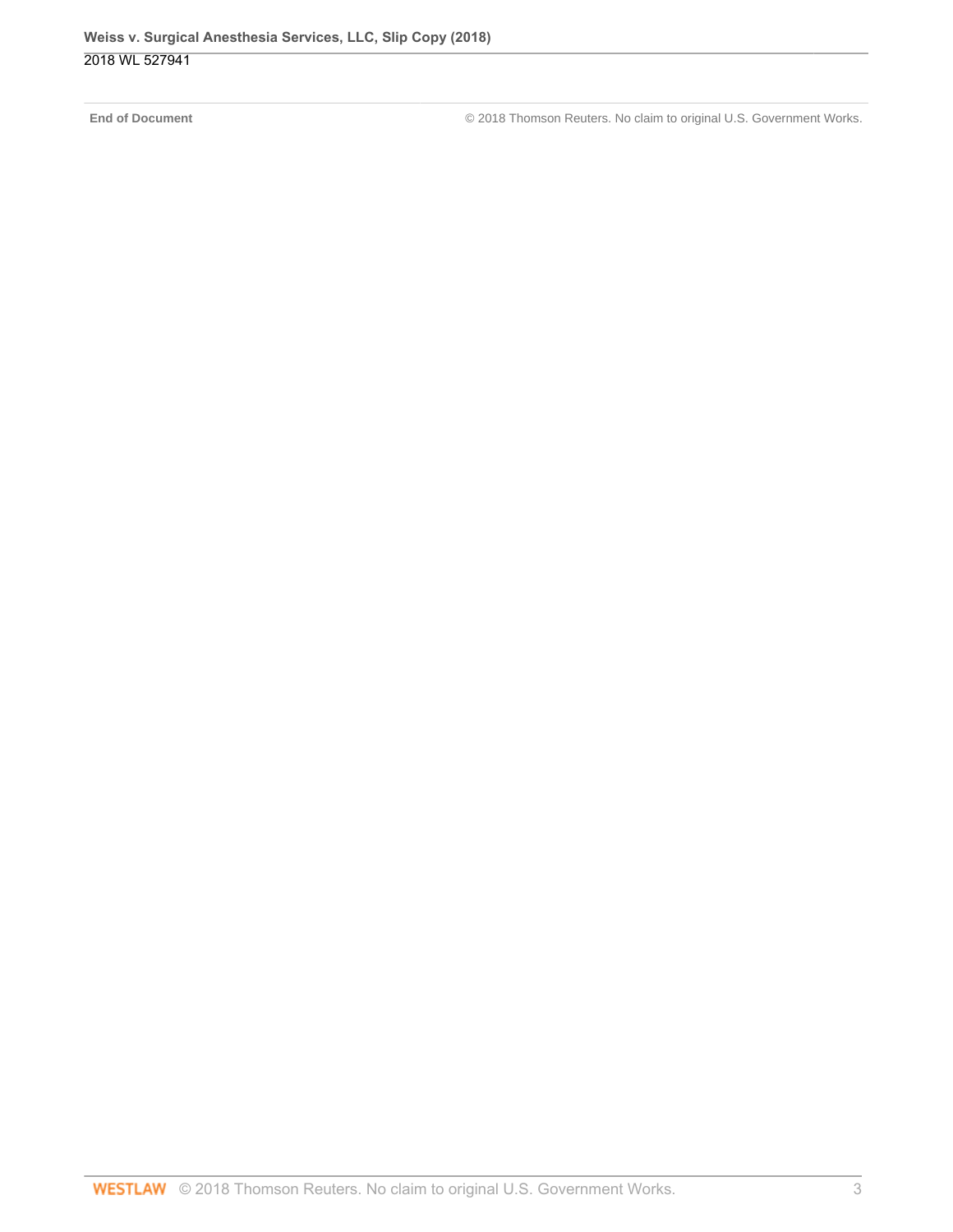End of Document © 2018 Thomson Reuters. No claim to original U.S. Government Works.